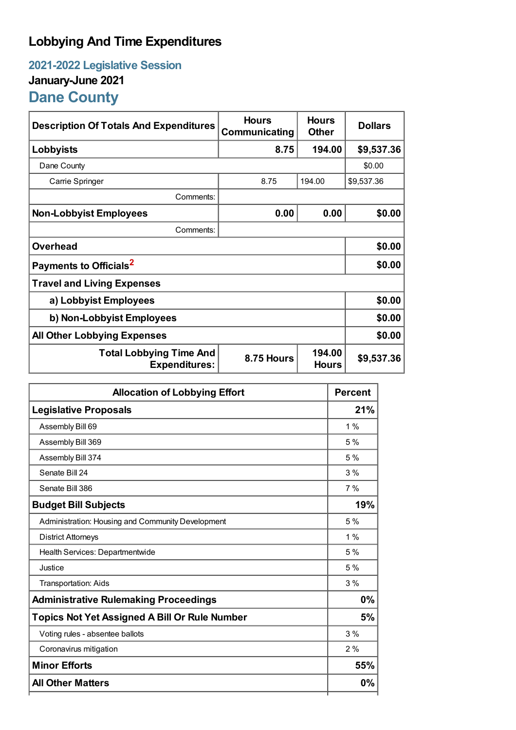# Lobbying And Time Expenditures

## 2021-2022 Legislative Session

### January-June 2021

## Dane County

| Description Of Totals And Expenditures | Hours Communicating | Hours Other | Dollars |
|---|---|---|---|
| **Lobbyists** | **8.75** | **194.00** | **$9,537.36** |
| Dane County | | | $0.00 |
| Carrie Springer | 8.75 | 194.00 | $9,537.36 |
| Comments: | | | |
| **Non-Lobbyist Employees** | **0.00** | **0.00** | **$0.00** |
| Comments: | | | |
| **Overhead** | | | **$0.00** |
| **Payments to Officials**[2] | | | **$0.00** |
| **Travel and Living Expenses** | | | |
| **a) Lobbyist Employees** | | | **$0.00** |
| **b) Non-Lobbyist Employees** | | | **$0.00** |
| **All Other Lobbying Expenses** | | | **$0.00** |
| **Total Lobbying Time And Expenditures:** | **8.75 Hours** | **194.00 Hours** | **$9,537.36** |

| Allocation of Lobbying Effort | Percent |
|---|---|
| **Legislative Proposals** | **21%** |
| Assembly Bill 69 | 1 % |
| Assembly Bill 369 | 5 % |
| Assembly Bill 374 | 5 % |
| Senate Bill 24 | 3 % |
| Senate Bill 386 | 7 % |
| **Budget Bill Subjects** | **19%** |
| Administration: Housing and Community Development | 5 % |
| District Attorneys | 1 % |
| Health Services: Departmentwide | 5 % |
| Justice | 5 % |
| Transportation: Aids | 3 % |
| **Administrative Rulemaking Proceedings** | **0%** |
| **Topics Not Yet Assigned A Bill Or Rule Number** | **5%** |
| Voting rules - absentee ballots | 3 % |
| Coronavirus mitigation | 2 % |
| **Minor Efforts** | **55%** |
| **All Other Matters** | **0%** |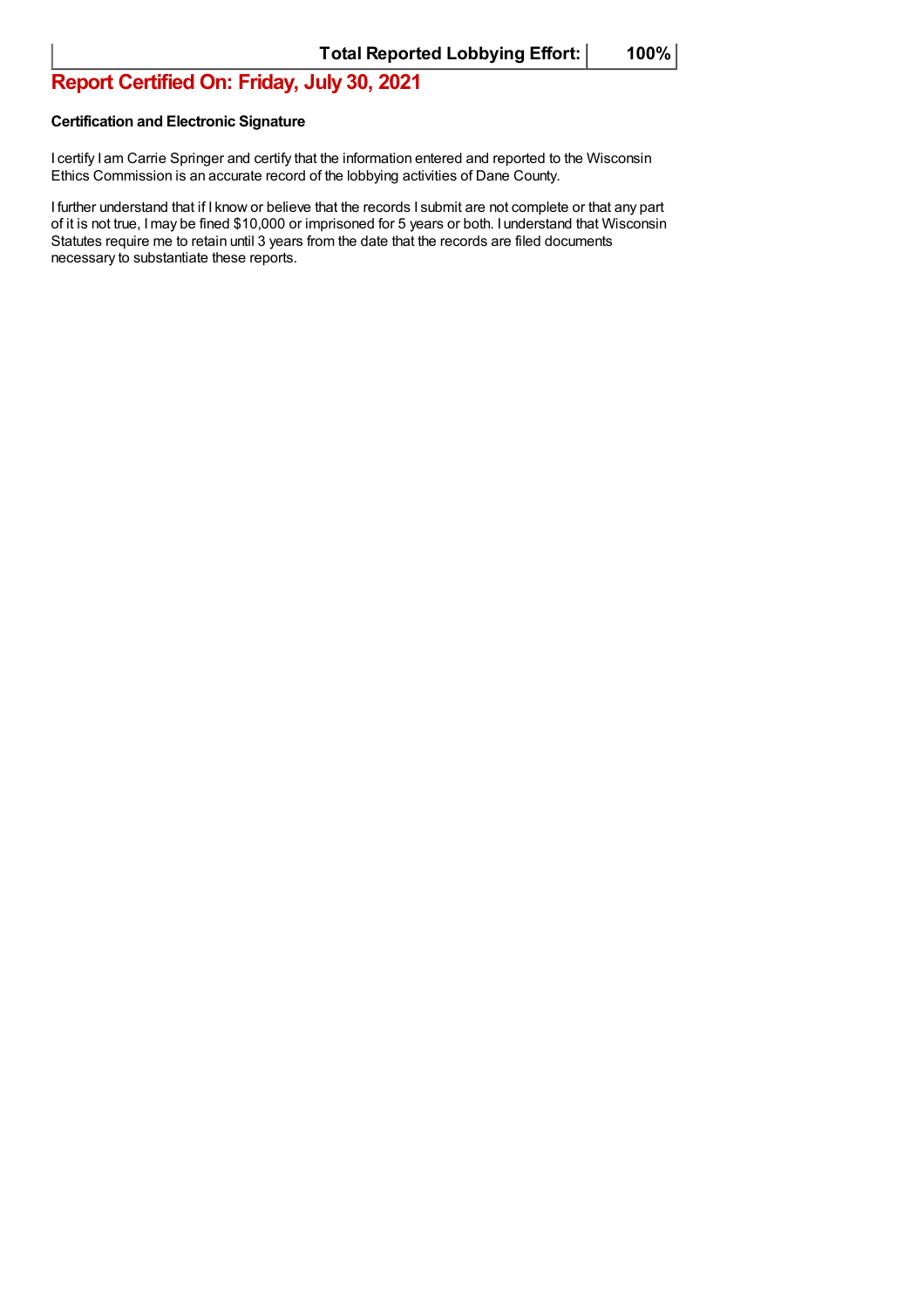| | |
|---|---|
| **Total Reported Lobbying Effort:** | **100%** |

## Report Certified On: Friday, July 30, 2021

**Certification and Electronic Signature**

I certify I am Carrie Springer and certify that the information entered and reported to the Wisconsin Ethics Commission is an accurate record of the lobbying activities of Dane County.

I further understand that if I know or believe that the records I submit are not complete or that any part of it is not true, I may be fined $10,000 or imprisoned for 5 years or both. I understand that Wisconsin Statutes require me to retain until 3 years from the date that the records are filed documents necessary to substantiate these reports.